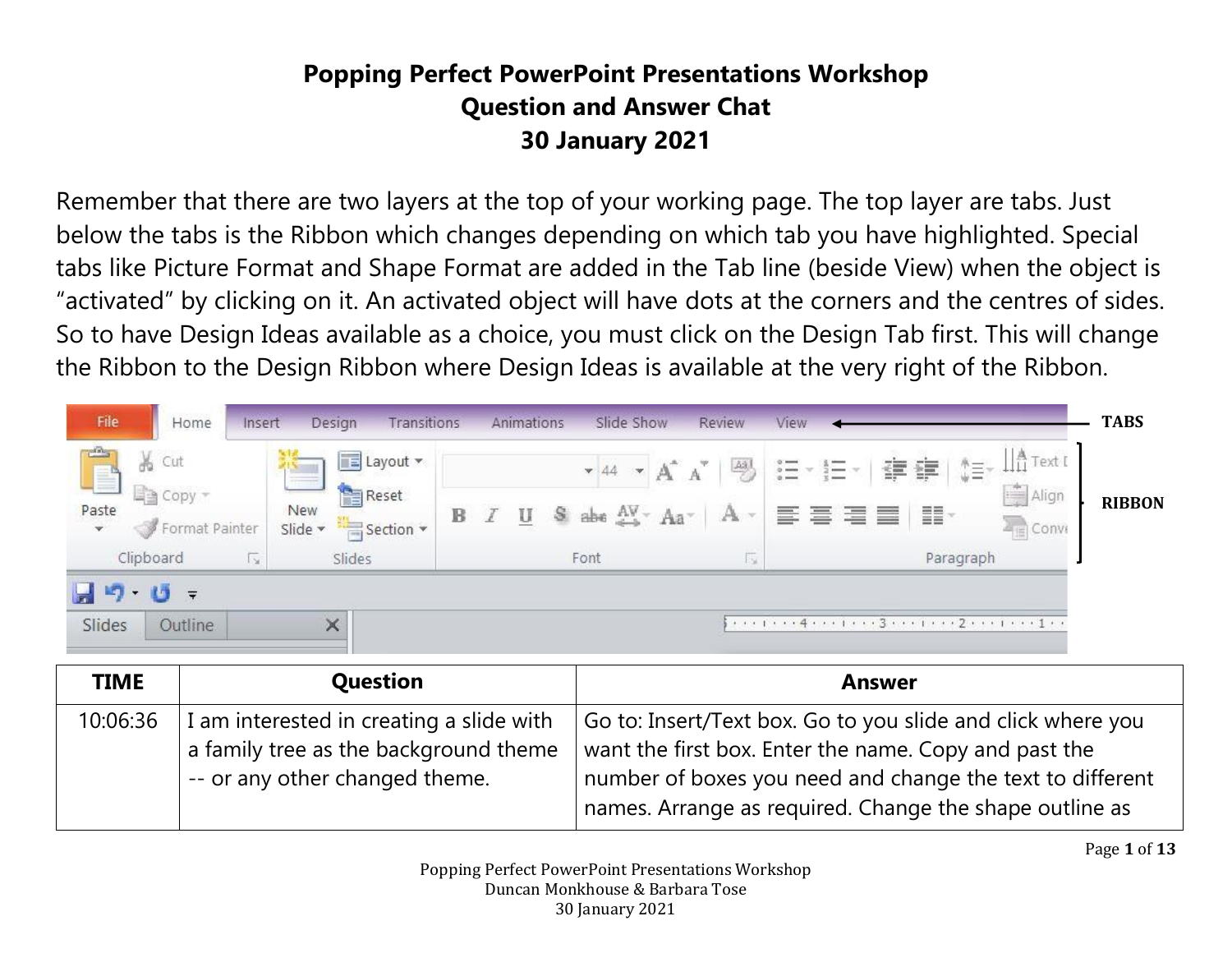# Popping Perfect PowerPoint Presentations Workshop
## Question and Answer Chat
## 30 January 2021

Remember that there are two layers at the top of your working page. The top layer are tabs. Just below the tabs is the Ribbon which changes depending on which tab you have highlighted. Special tabs like Picture Format and Shape Format are added in the Tab line (beside View) when the object is "activated" by clicking on it. An activated object will have dots at the corners and the centres of sides. So to have Design Ideas available as a choice, you must click on the Design Tab first. This will change the Ribbon to the Design Ribbon where Design Ideas is available at the very right of the Ribbon.

| TIME | Question | Answer |
|---|---|---|
| 10:06:36 | I am interested in creating a slide with a family tree as the background theme -- or any other changed theme. | Go to: Insert/Text box. Go to you slide and click where you want the first box. Enter the name. Copy and past the number of boxes you need and change the text to different names. Arrange as required. Change the shape outline as |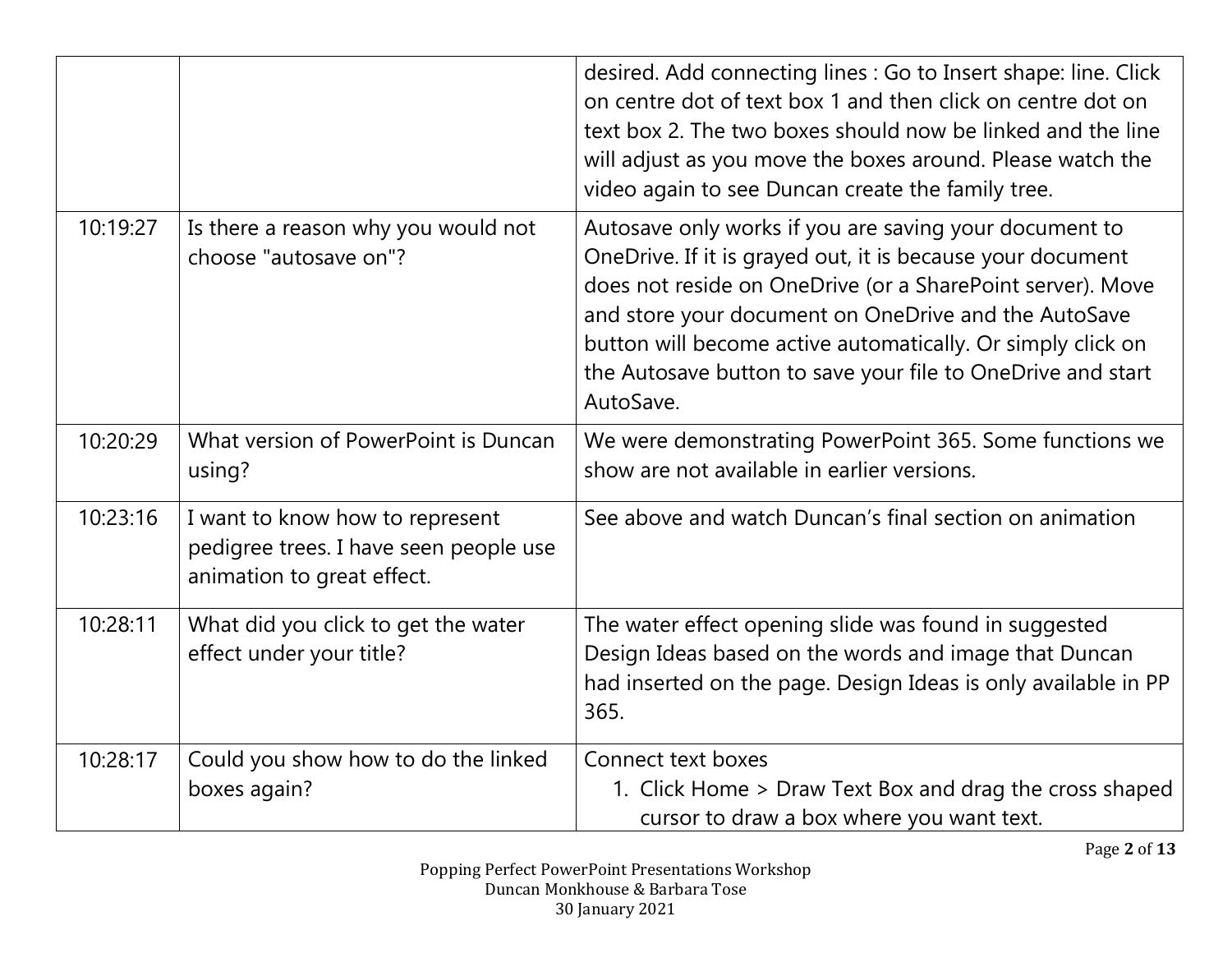| | | |
|---|---|---|
| | | desired. Add connecting lines : Go to Insert shape: line. Click on centre dot of text box 1 and then click on centre dot on text box 2. The two boxes should now be linked and the line will adjust as you move the boxes around. Please watch the video again to see Duncan create the family tree. |
| 10:19:27 | Is there a reason why you would not choose "autosave on"? | Autosave only works if you are saving your document to OneDrive. If it is grayed out, it is because your document does not reside on OneDrive (or a SharePoint server). Move and store your document on OneDrive and the AutoSave button will become active automatically. Or simply click on the Autosave button to save your file to OneDrive and start AutoSave. |
| 10:20:29 | What version of PowerPoint is Duncan using? | We were demonstrating PowerPoint 365. Some functions we show are not available in earlier versions. |
| 10:23:16 | I want to know how to represent pedigree trees. I have seen people use animation to great effect. | See above and watch Duncan's final section on animation |
| 10:28:11 | What did you click to get the water effect under your title? | The water effect opening slide was found in suggested Design Ideas based on the words and image that Duncan had inserted on the page. Design Ideas is only available in PP 365. |
| 10:28:17 | Could you show how to do the linked boxes again? | Connect text boxes<br>1. Click Home > Draw Text Box and drag the cross shaped cursor to draw a box where you want text. |

Popping Perfect PowerPoint Presentations Workshop
Duncan Monkhouse & Barbara Tose
30 January 2021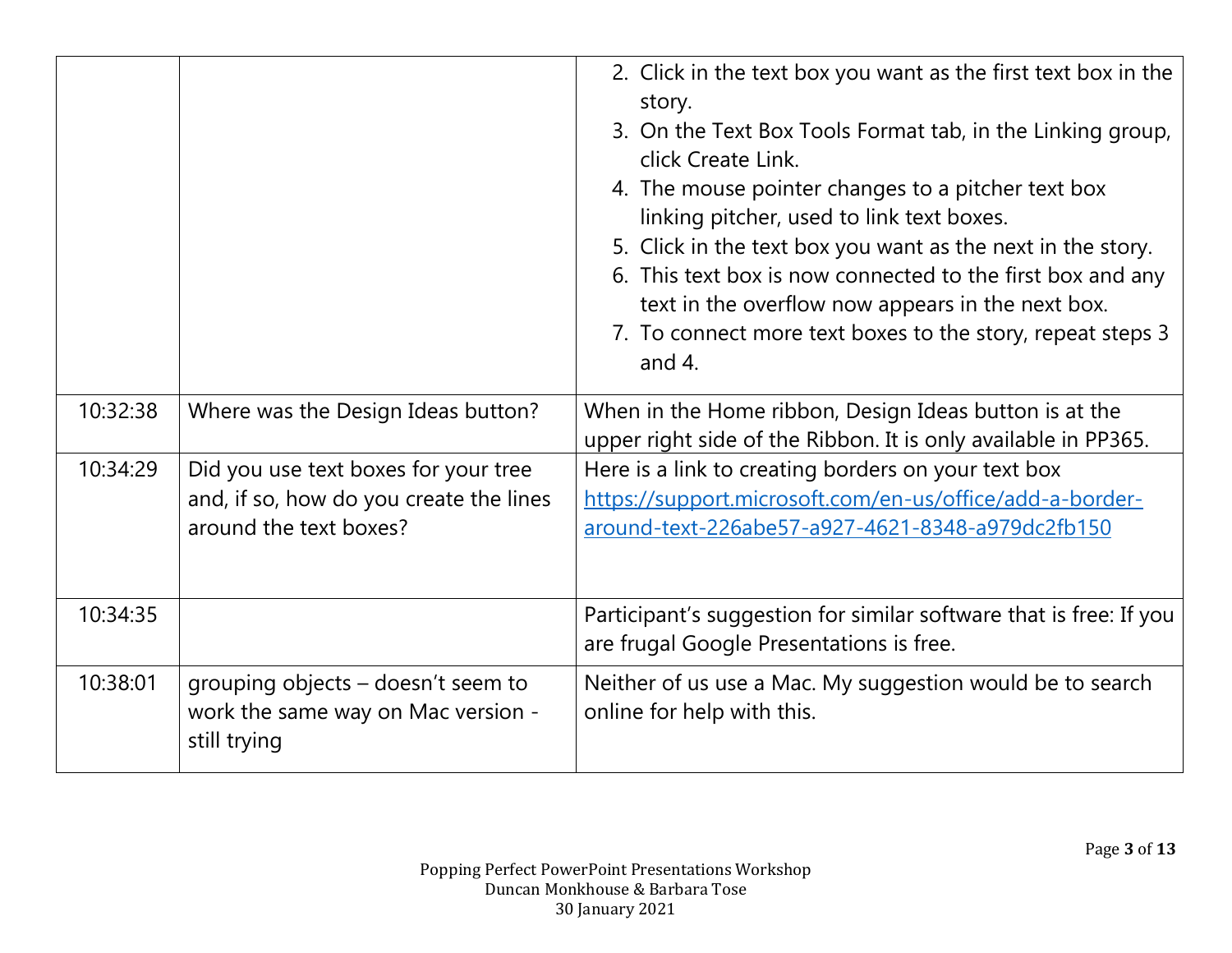| | | |
|---|---|---|
| | | 2. Click in the text box you want as the first text box in the story.<br>3. On the Text Box Tools Format tab, in the Linking group, click Create Link.<br>4. The mouse pointer changes to a pitcher text box linking pitcher, used to link text boxes.<br>5. Click in the text box you want as the next in the story.<br>6. This text box is now connected to the first box and any text in the overflow now appears in the next box.<br>7. To connect more text boxes to the story, repeat steps 3 and 4. |
| 10:32:38 | Where was the Design Ideas button? | When in the Home ribbon, Design Ideas button is at the upper right side of the Ribbon. It is only available in PP365. |
| 10:34:29 | Did you use text boxes for your tree and, if so, how do you create the lines around the text boxes? | Here is a link to creating borders on your text box https://support.microsoft.com/en-us/office/add-a-border-around-text-226abe57-a927-4621-8348-a979dc2fb150 |
| 10:34:35 | | Participant's suggestion for similar software that is free: If you are frugal Google Presentations is free. |
| 10:38:01 | grouping objects – doesn't seem to work the same way on Mac version - still trying | Neither of us use a Mac. My suggestion would be to search online for help with this. |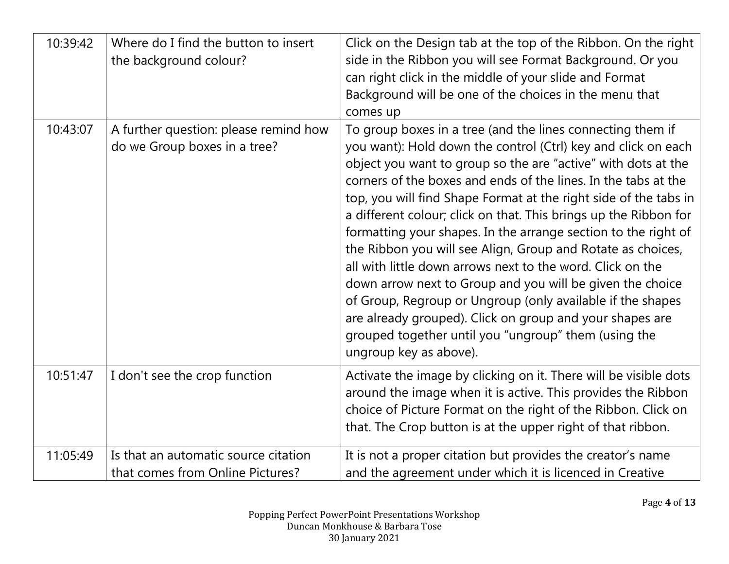| | | |
|---|---|---|
| 10:39:42 | Where do I find the button to insert the background colour? | Click on the Design tab at the top of the Ribbon. On the right side in the Ribbon you will see Format Background. Or you can right click in the middle of your slide and Format Background will be one of the choices in the menu that comes up |
| 10:43:07 | A further question: please remind how do we Group boxes in a tree? | To group boxes in a tree (and the lines connecting them if you want): Hold down the control (Ctrl) key and click on each object you want to group so the are "active" with dots at the corners of the boxes and ends of the lines. In the tabs at the top, you will find Shape Format at the right side of the tabs in a different colour; click on that. This brings up the Ribbon for formatting your shapes. In the arrange section to the right of the Ribbon you will see Align, Group and Rotate as choices, all with little down arrows next to the word. Click on the down arrow next to Group and you will be given the choice of Group, Regroup or Ungroup (only available if the shapes are already grouped). Click on group and your shapes are grouped together until you "ungroup" them (using the ungroup key as above). |
| 10:51:47 | I don't see the crop function | Activate the image by clicking on it. There will be visible dots around the image when it is active. This provides the Ribbon choice of Picture Format on the right of the Ribbon. Click on that. The Crop button is at the upper right of that ribbon. |
| 11:05:49 | Is that an automatic source citation that comes from Online Pictures? | It is not a proper citation but provides the creator's name and the agreement under which it is licenced in Creative |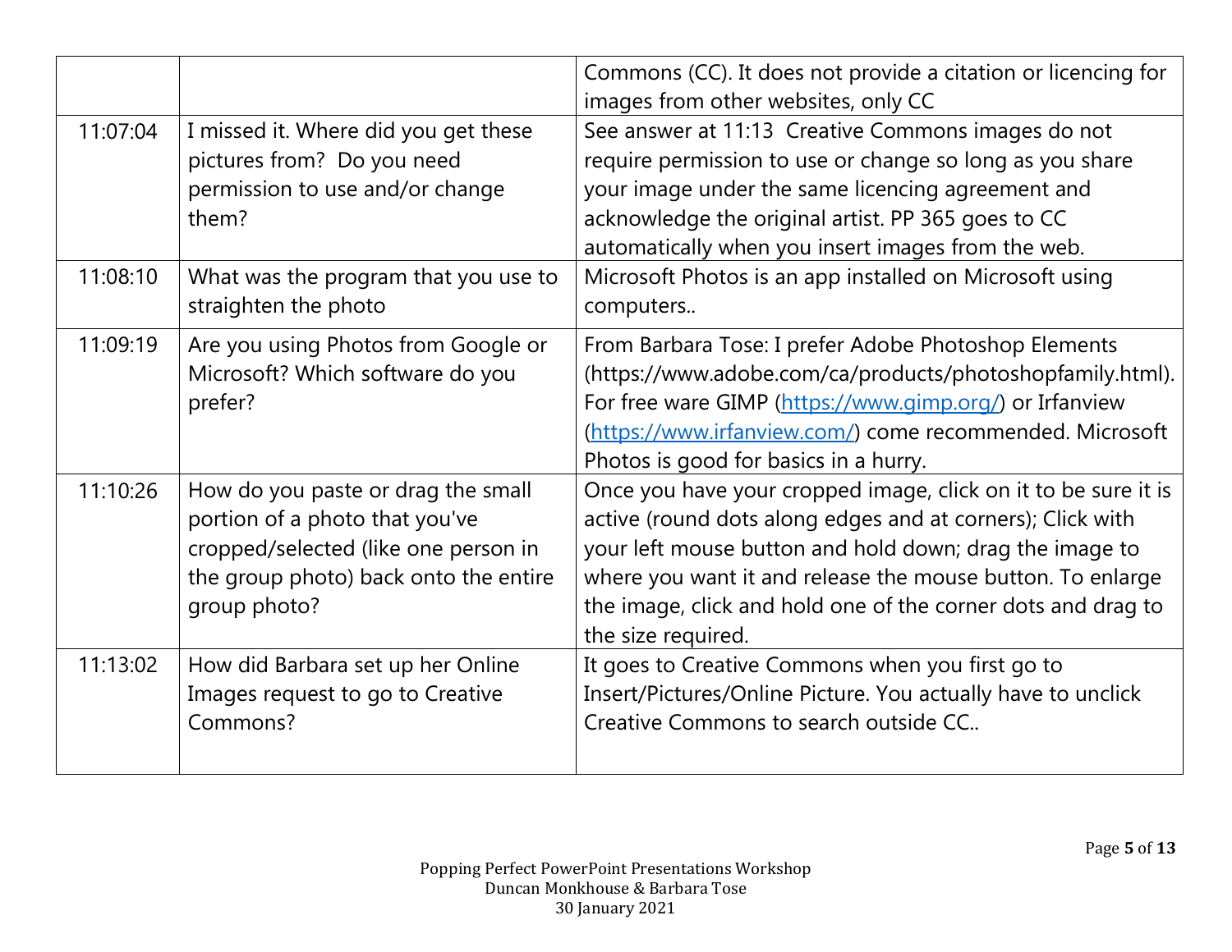| | | |
|---|---|---|
| | | Commons (CC). It does not provide a citation or licencing for images from other websites, only CC |
| 11:07:04 | I missed it. Where did you get these pictures from? Do you need permission to use and/or change them? | See answer at 11:13 Creative Commons images do not require permission to use or change so long as you share your image under the same licencing agreement and acknowledge the original artist. PP 365 goes to CC automatically when you insert images from the web. |
| 11:08:10 | What was the program that you use to straighten the photo | Microsoft Photos is an app installed on Microsoft using computers.. |
| 11:09:19 | Are you using Photos from Google or Microsoft? Which software do you prefer? | From Barbara Tose: I prefer Adobe Photoshop Elements (https://www.adobe.com/ca/products/photoshopfamily.html). For free ware GIMP (https://www.gimp.org/) or Irfanview (https://www.irfanview.com/) come recommended. Microsoft Photos is good for basics in a hurry. |
| 11:10:26 | How do you paste or drag the small portion of a photo that you've cropped/selected (like one person in the group photo) back onto the entire group photo? | Once you have your cropped image, click on it to be sure it is active (round dots along edges and at corners); Click with your left mouse button and hold down; drag the image to where you want it and release the mouse button. To enlarge the image, click and hold one of the corner dots and drag to the size required. |
| 11:13:02 | How did Barbara set up her Online Images request to go to Creative Commons? | It goes to Creative Commons when you first go to Insert/Pictures/Online Picture. You actually have to unclick Creative Commons to search outside CC.. |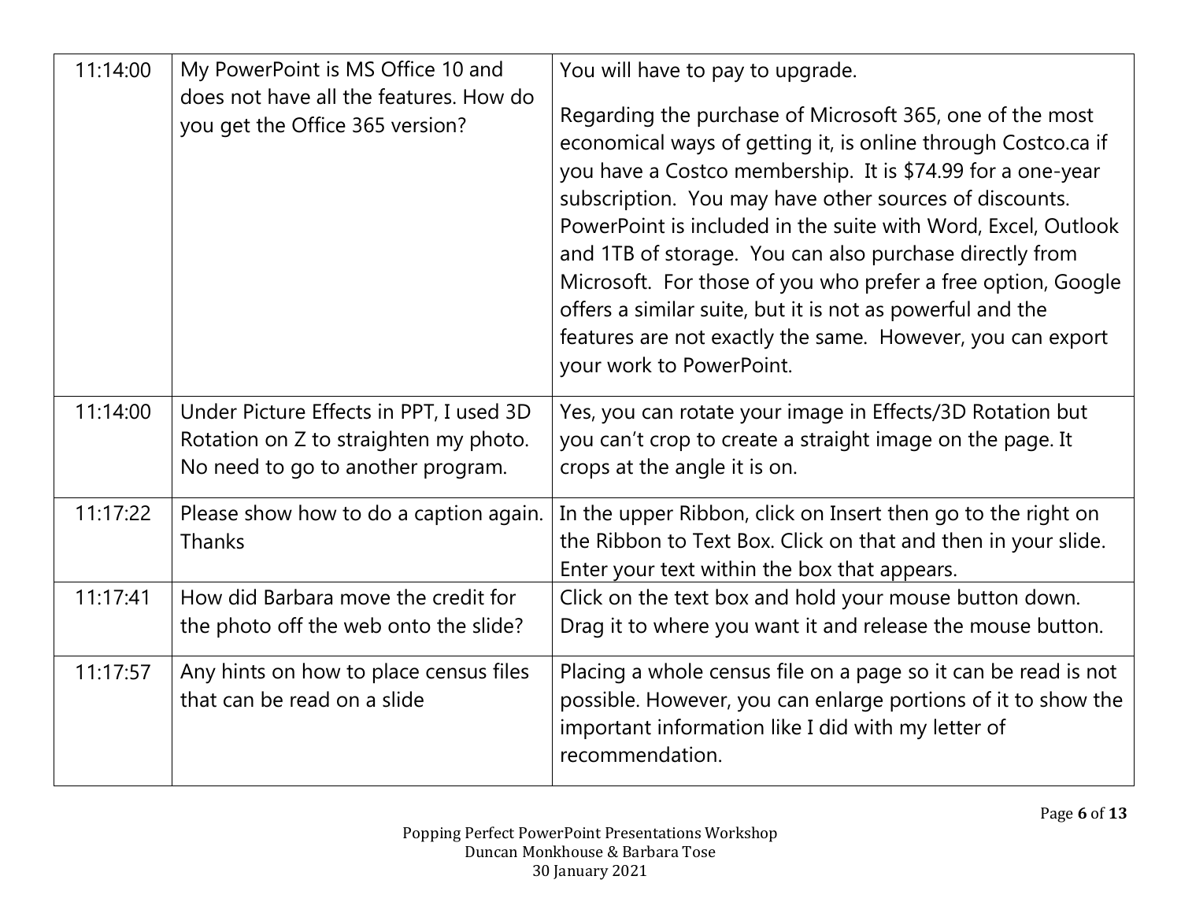| | | |
|---|---|---|
| 11:14:00 | My PowerPoint is MS Office 10 and does not have all the features. How do you get the Office 365 version? | You will have to pay to upgrade.<br><br>Regarding the purchase of Microsoft 365, one of the most economical ways of getting it, is online through Costco.ca if you have a Costco membership. It is $74.99 for a one-year subscription. You may have other sources of discounts. PowerPoint is included in the suite with Word, Excel, Outlook and 1TB of storage. You can also purchase directly from Microsoft. For those of you who prefer a free option, Google offers a similar suite, but it is not as powerful and the features are not exactly the same. However, you can export your work to PowerPoint. |
| 11:14:00 | Under Picture Effects in PPT, I used 3D Rotation on Z to straighten my photo. No need to go to another program. | Yes, you can rotate your image in Effects/3D Rotation but you can't crop to create a straight image on the page. It crops at the angle it is on. |
| 11:17:22 | Please show how to do a caption again. Thanks | In the upper Ribbon, click on Insert then go to the right on the Ribbon to Text Box. Click on that and then in your slide. Enter your text within the box that appears. |
| 11:17:41 | How did Barbara move the credit for the photo off the web onto the slide? | Click on the text box and hold your mouse button down. Drag it to where you want it and release the mouse button. |
| 11:17:57 | Any hints on how to place census files that can be read on a slide | Placing a whole census file on a page so it can be read is not possible. However, you can enlarge portions of it to show the important information like I did with my letter of recommendation. |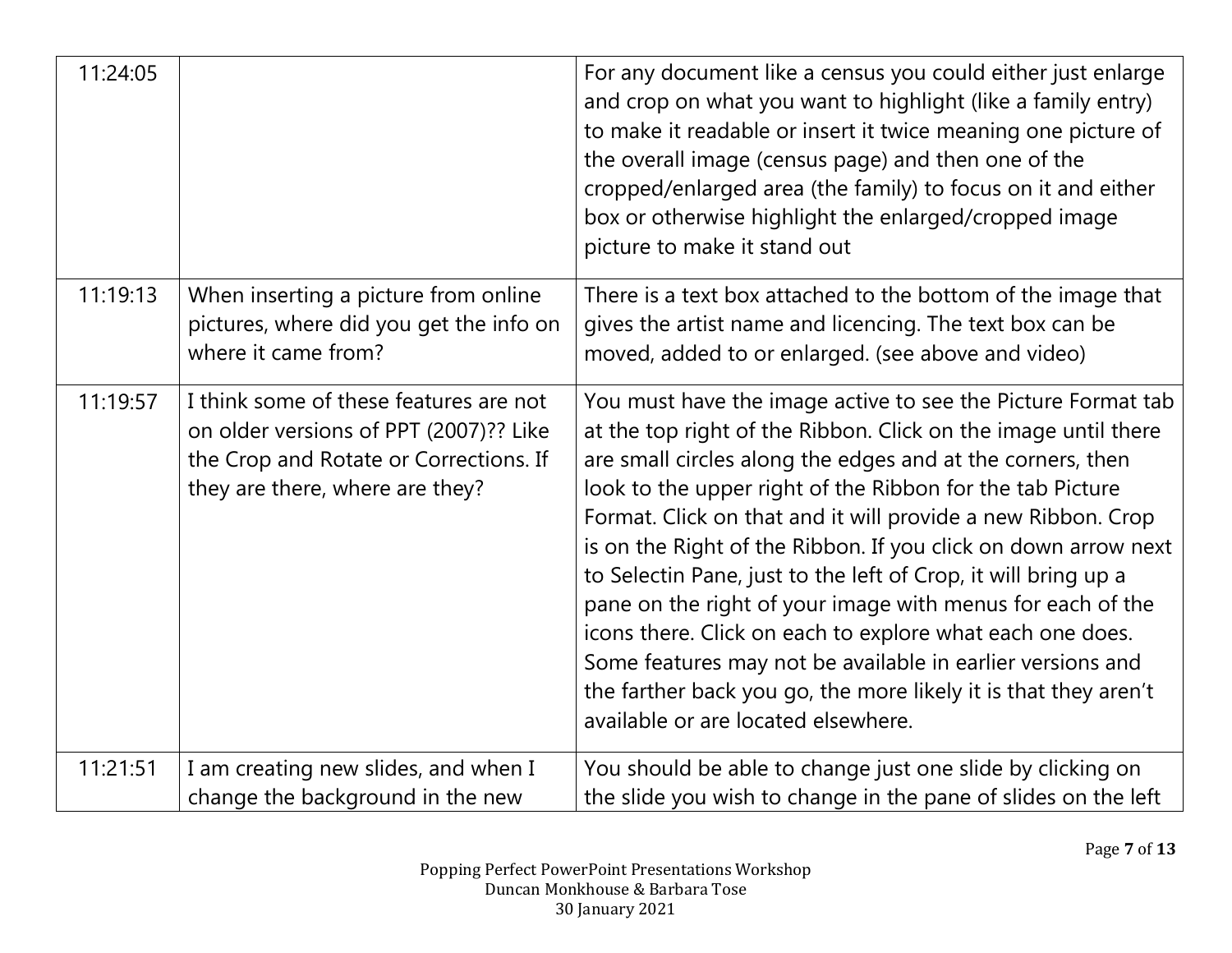| | | |
|---|---|---|
| 11:24:05 | | For any document like a census you could either just enlarge and crop on what you want to highlight (like a family entry) to make it readable or insert it twice meaning one picture of the overall image (census page) and then one of the cropped/enlarged area (the family) to focus on it and either box or otherwise highlight the enlarged/cropped image picture to make it stand out |
| 11:19:13 | When inserting a picture from online pictures, where did you get the info on where it came from? | There is a text box attached to the bottom of the image that gives the artist name and licencing. The text box can be moved, added to or enlarged. (see above and video) |
| 11:19:57 | I think some of these features are not on older versions of PPT (2007)?? Like the Crop and Rotate or Corrections. If they are there, where are they? | You must have the image active to see the Picture Format tab at the top right of the Ribbon. Click on the image until there are small circles along the edges and at the corners, then look to the upper right of the Ribbon for the tab Picture Format. Click on that and it will provide a new Ribbon. Crop is on the Right of the Ribbon. If you click on down arrow next to Selectin Pane, just to the left of Crop, it will bring up a pane on the right of your image with menus for each of the icons there. Click on each to explore what each one does. Some features may not be available in earlier versions and the farther back you go, the more likely it is that they aren't available or are located elsewhere. |
| 11:21:51 | I am creating new slides, and when I change the background in the new | You should be able to change just one slide by clicking on the slide you wish to change in the pane of slides on the left |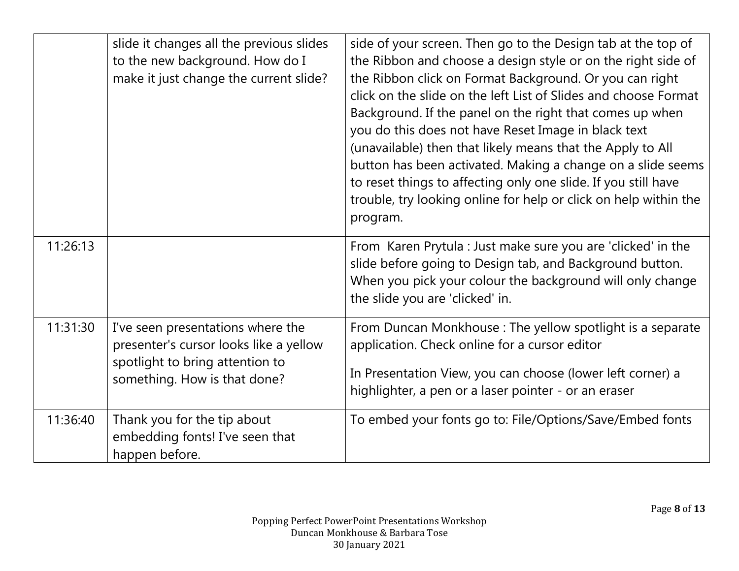| | | |
|---|---|---|
| | slide it changes all the previous slides to the new background. How do I make it just change the current slide? | side of your screen. Then go to the Design tab at the top of the Ribbon and choose a design style or on the right side of the Ribbon click on Format Background. Or you can right click on the slide on the left List of Slides and choose Format Background. If the panel on the right that comes up when you do this does not have Reset Image in black text (unavailable) then that likely means that the Apply to All button has been activated. Making a change on a slide seems to reset things to affecting only one slide. If you still have trouble, try looking online for help or click on help within the program. |
| 11:26:13 | | From Karen Prytula : Just make sure you are 'clicked' in the slide before going to Design tab, and Background button. When you pick your colour the background will only change the slide you are 'clicked' in. |
| 11:31:30 | I've seen presentations where the presenter's cursor looks like a yellow spotlight to bring attention to something. How is that done? | From Duncan Monkhouse : The yellow spotlight is a separate application. Check online for a cursor editor<br><br>In Presentation View, you can choose (lower left corner) a highlighter, a pen or a laser pointer - or an eraser |
| 11:36:40 | Thank you for the tip about embedding fonts! I've seen that happen before. | To embed your fonts go to: File/Options/Save/Embed fonts |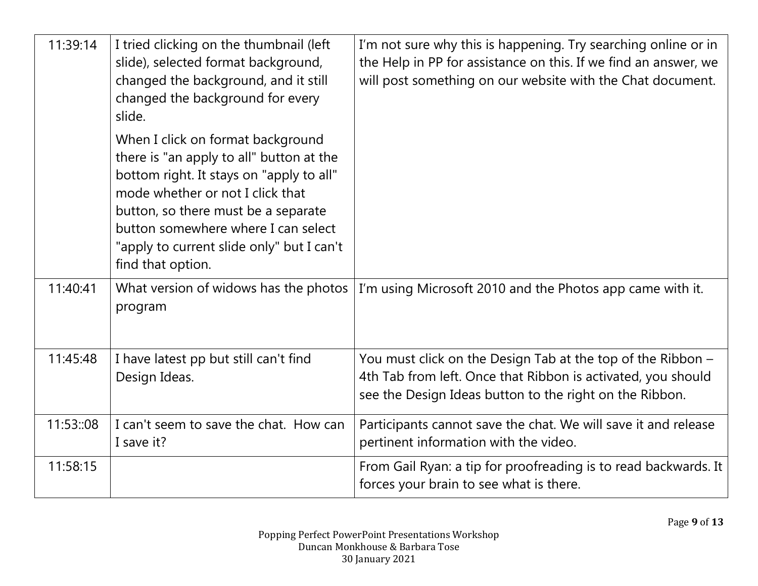| | | |
|---|---|---|
| 11:39:14 | I tried clicking on the thumbnail (left slide), selected format background, changed the background, and it still changed the background for every slide.<br><br>When I click on format background there is "an apply to all" button at the bottom right. It stays on "apply to all" mode whether or not I click that button, so there must be a separate button somewhere where I can select "apply to current slide only" but I can't find that option. | I'm not sure why this is happening. Try searching online or in the Help in PP for assistance on this. If we find an answer, we will post something on our website with the Chat document. |
| 11:40:41 | What version of widows has the photos program | I'm using Microsoft 2010 and the Photos app came with it. |
| 11:45:48 | I have latest pp but still can't find Design Ideas. | You must click on the Design Tab at the top of the Ribbon – 4th Tab from left. Once that Ribbon is activated, you should see the Design Ideas button to the right on the Ribbon. |
| 11:53::08 | I can't seem to save the chat. How can I save it? | Participants cannot save the chat. We will save it and release pertinent information with the video. |
| 11:58:15 | | From Gail Ryan: a tip for proofreading is to read backwards. It forces your brain to see what is there. |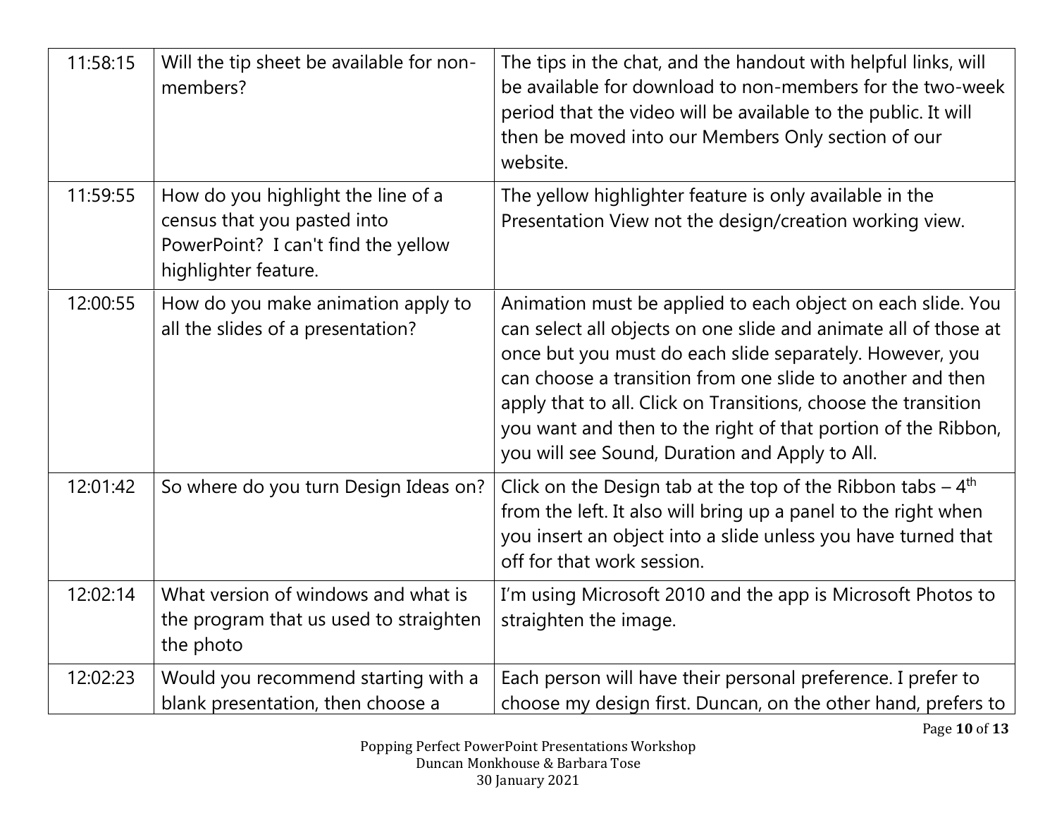| | | |
|---|---|---|
| 11:58:15 | Will the tip sheet be available for non-members? | The tips in the chat, and the handout with helpful links, will be available for download to non-members for the two-week period that the video will be available to the public. It will then be moved into our Members Only section of our website. |
| 11:59:55 | How do you highlight the line of a census that you pasted into PowerPoint? I can't find the yellow highlighter feature. | The yellow highlighter feature is only available in the Presentation View not the design/creation working view. |
| 12:00:55 | How do you make animation apply to all the slides of a presentation? | Animation must be applied to each object on each slide. You can select all objects on one slide and animate all of those at once but you must do each slide separately. However, you can choose a transition from one slide to another and then apply that to all. Click on Transitions, choose the transition you want and then to the right of that portion of the Ribbon, you will see Sound, Duration and Apply to All. |
| 12:01:42 | So where do you turn Design Ideas on? | Click on the Design tab at the top of the Ribbon tabs – 4th from the left. It also will bring up a panel to the right when you insert an object into a slide unless you have turned that off for that work session. |
| 12:02:14 | What version of windows and what is the program that us used to straighten the photo | I'm using Microsoft 2010 and the app is Microsoft Photos to straighten the image. |
| 12:02:23 | Would you recommend starting with a blank presentation, then choose a | Each person will have their personal preference. I prefer to choose my design first. Duncan, on the other hand, prefers to |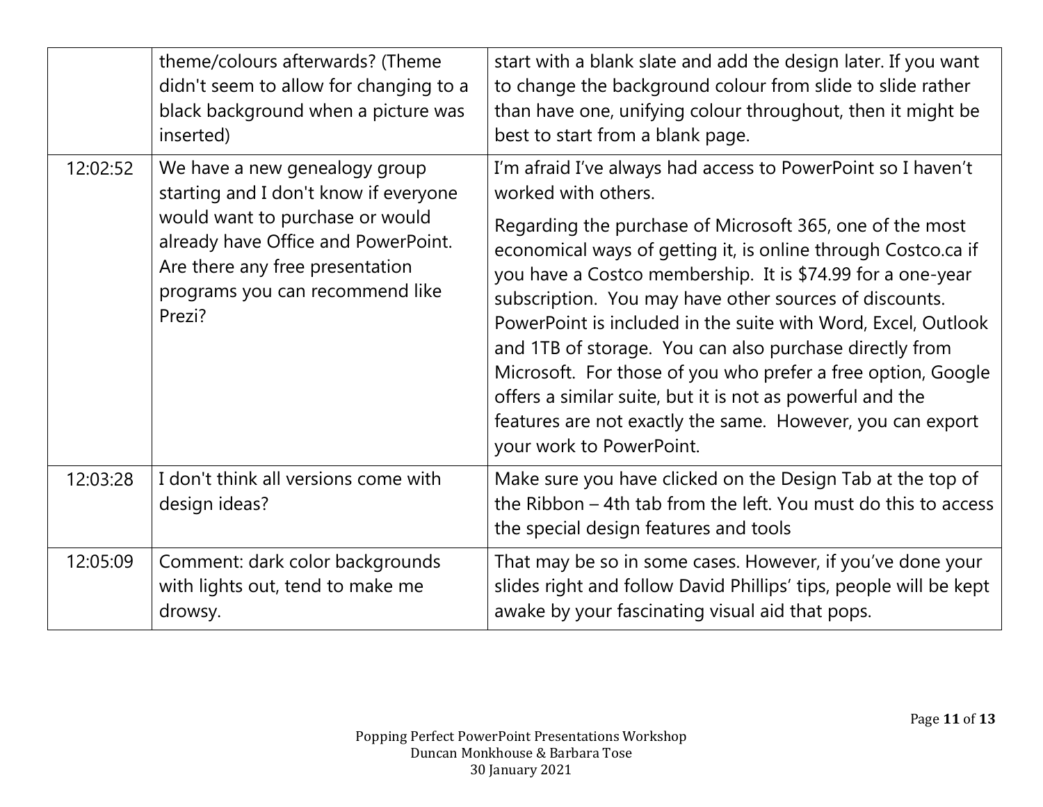| | | |
|---|---|---|
| | theme/colours afterwards? (Theme didn't seem to allow for changing to a black background when a picture was inserted) | start with a blank slate and add the design later. If you want to change the background colour from slide to slide rather than have one, unifying colour throughout, then it might be best to start from a blank page. |
| 12:02:52 | We have a new genealogy group starting and I don't know if everyone would want to purchase or would already have Office and PowerPoint. Are there any free presentation programs you can recommend like Prezi? | I'm afraid I've always had access to PowerPoint so I haven't worked with others.<br><br>Regarding the purchase of Microsoft 365, one of the most economical ways of getting it, is online through Costco.ca if you have a Costco membership. It is $74.99 for a one-year subscription. You may have other sources of discounts. PowerPoint is included in the suite with Word, Excel, Outlook and 1TB of storage. You can also purchase directly from Microsoft. For those of you who prefer a free option, Google offers a similar suite, but it is not as powerful and the features are not exactly the same. However, you can export your work to PowerPoint. |
| 12:03:28 | I don't think all versions come with design ideas? | Make sure you have clicked on the Design Tab at the top of the Ribbon – 4th tab from the left. You must do this to access the special design features and tools |
| 12:05:09 | Comment: dark color backgrounds with lights out, tend to make me drowsy. | That may be so in some cases. However, if you've done your slides right and follow David Phillips' tips, people will be kept awake by your fascinating visual aid that pops. |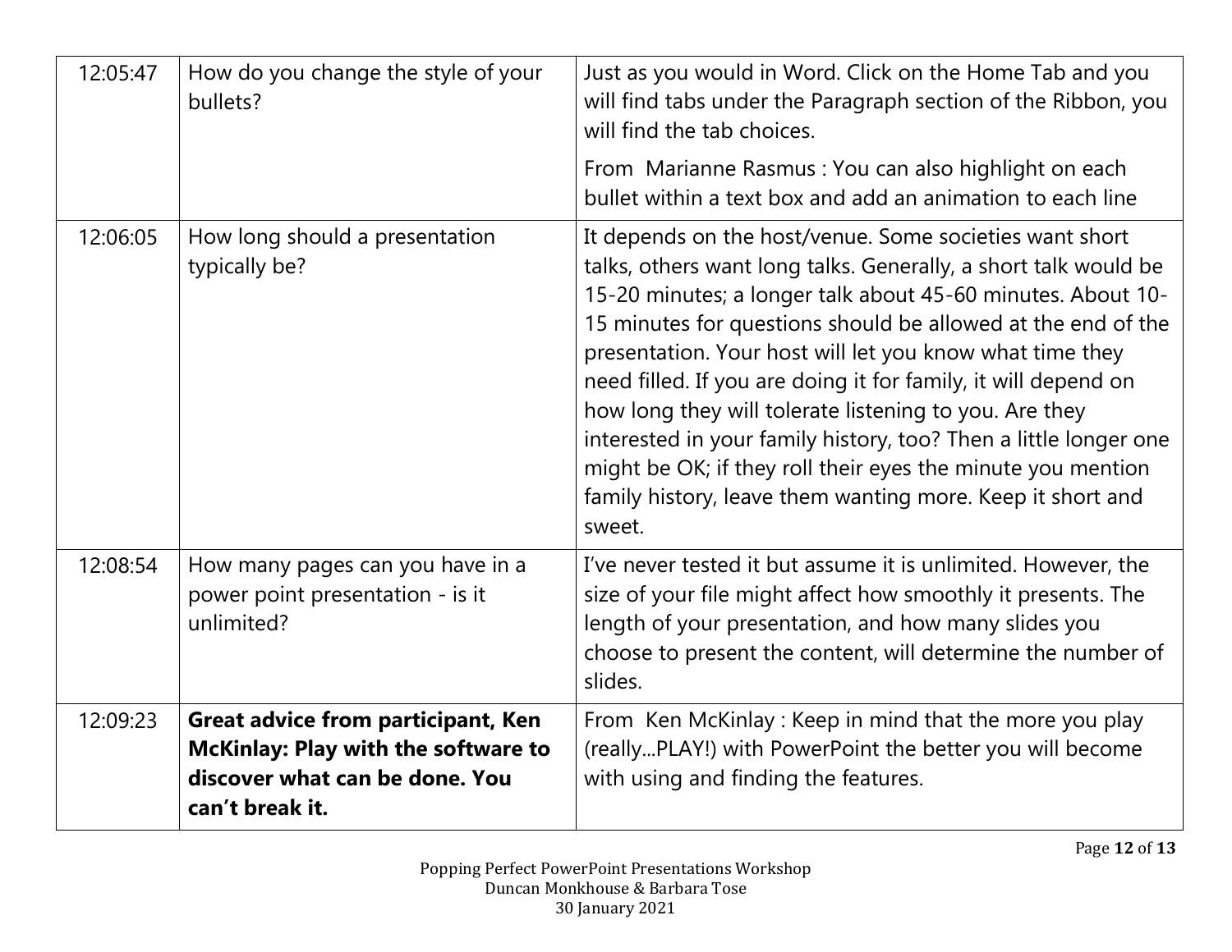| 12:05:47 | How do you change the style of your bullets? | Just as you would in Word. Click on the Home Tab and you will find tabs under the Paragraph section of the Ribbon, you will find the tab choices.<br><br>From Marianne Rasmus : You can also highlight on each bullet within a text box and add an animation to each line |
|---|---|---|
| 12:06:05 | How long should a presentation typically be? | It depends on the host/venue. Some societies want short talks, others want long talks. Generally, a short talk would be 15-20 minutes; a longer talk about 45-60 minutes. About 10-15 minutes for questions should be allowed at the end of the presentation. Your host will let you know what time they need filled. If you are doing it for family, it will depend on how long they will tolerate listening to you. Are they interested in your family history, too? Then a little longer one might be OK; if they roll their eyes the minute you mention family history, leave them wanting more. Keep it short and sweet. |
| 12:08:54 | How many pages can you have in a power point presentation - is it unlimited? | I've never tested it but assume it is unlimited. However, the size of your file might affect how smoothly it presents. The length of your presentation, and how many slides you choose to present the content, will determine the number of slides. |
| 12:09:23 | **Great advice from participant, Ken McKinlay: Play with the software to discover what can be done. You can't break it.** | From Ken McKinlay : Keep in mind that the more you play (really...PLAY!) with PowerPoint the better you will become with using and finding the features. |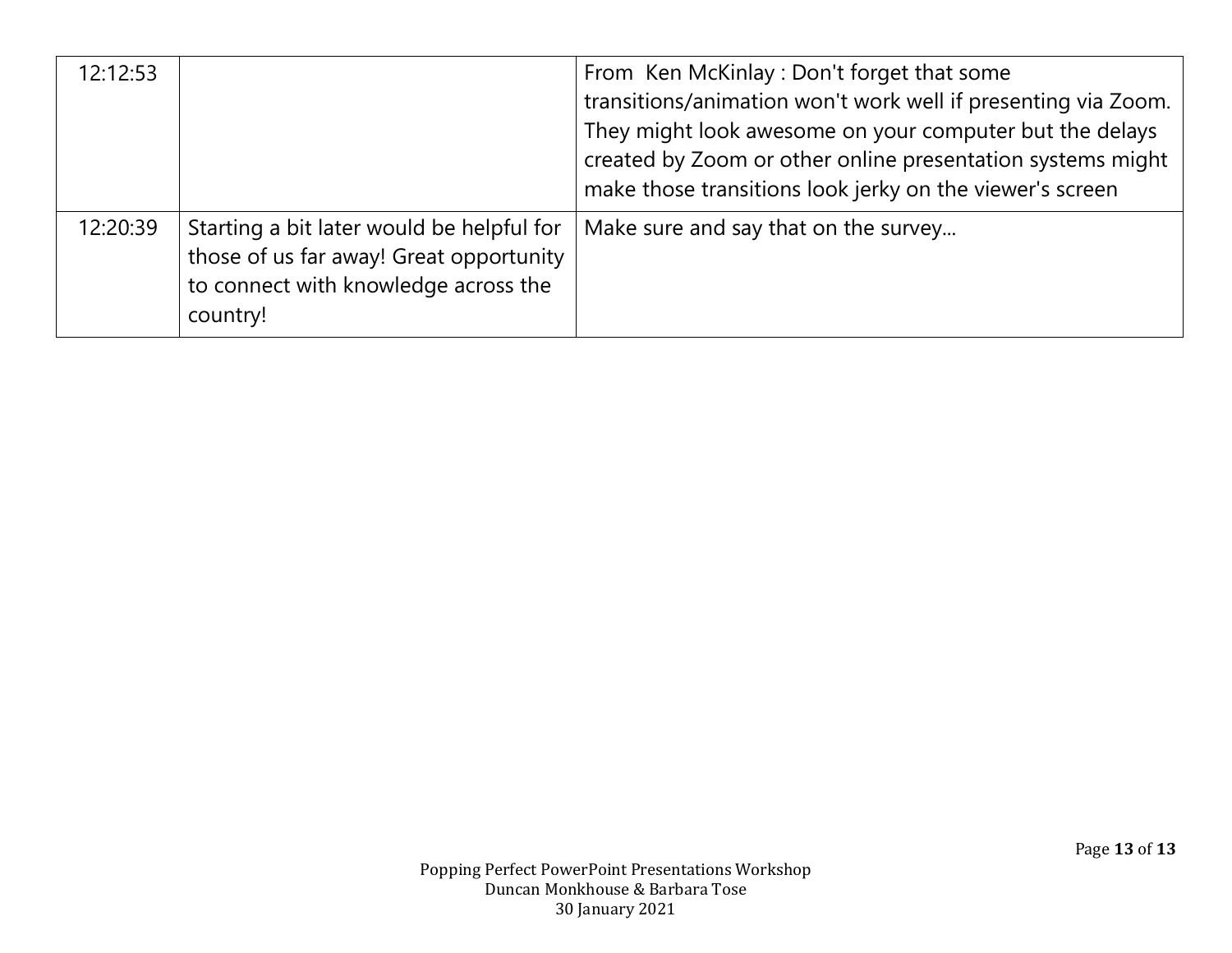| | | |
|---|---|---|
| 12:12:53 | | From  Ken McKinlay : Don't forget that some transitions/animation won't work well if presenting via Zoom. They might look awesome on your computer but the delays created by Zoom or other online presentation systems might make those transitions look jerky on the viewer's screen |
| 12:20:39 | Starting a bit later would be helpful for those of us far away! Great opportunity to connect with knowledge across the country! | Make sure and say that on the survey... |